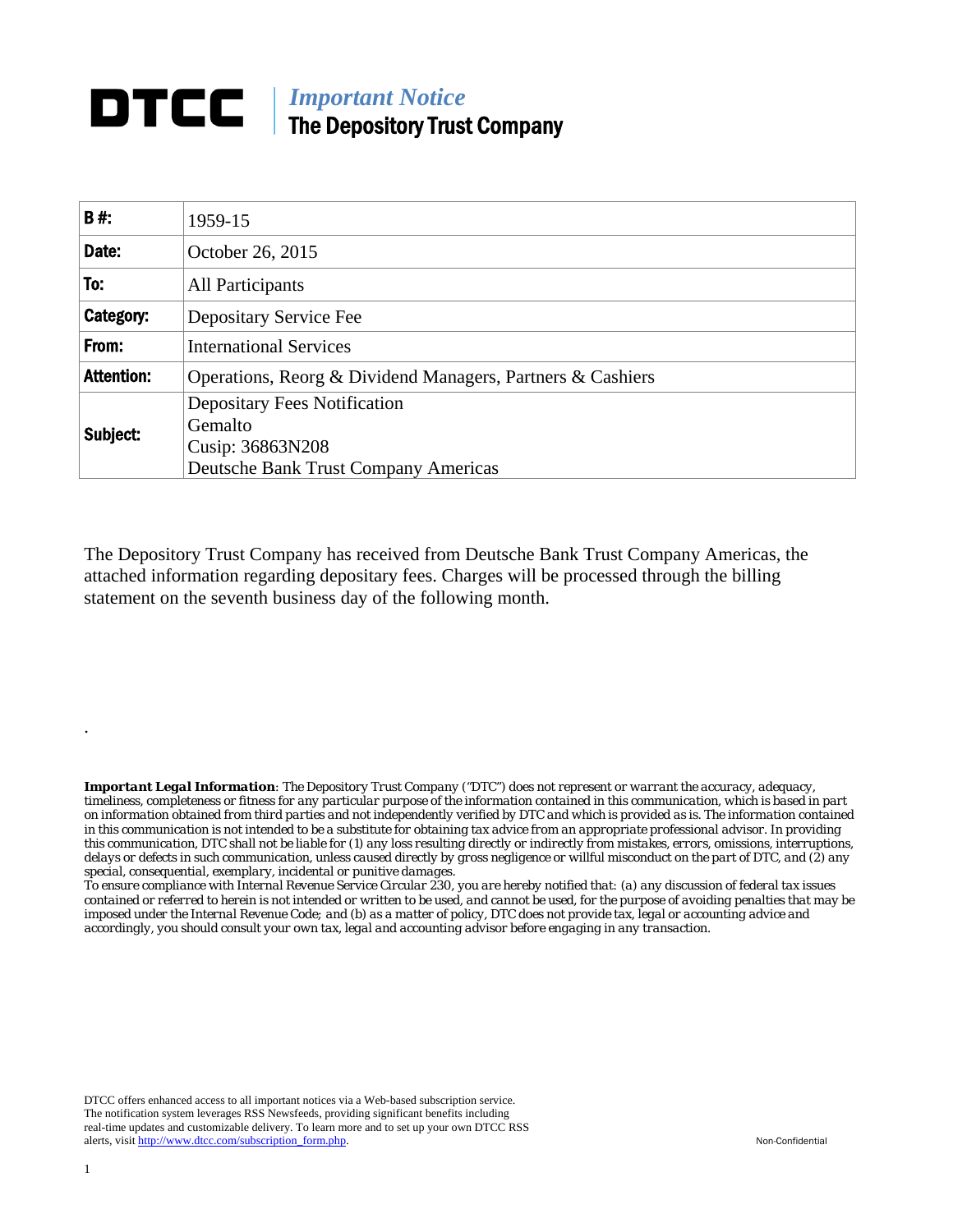# DTCC | *Important Notice*
## The Depository Trust Company

| | |
|---|---|
| **B #:** | 1959-15 |
| **Date:** | October 26, 2015 |
| **To:** | All Participants |
| **Category:** | Depositary Service Fee |
| **From:** | International Services |
| **Attention:** | Operations, Reorg & Dividend Managers, Partners & Cashiers |
| **Subject:** | Depositary Fees Notification<br>Gemalto<br>Cusip: 36863N208<br>Deutsche Bank Trust Company Americas |

The Depository Trust Company has received from Deutsche Bank Trust Company Americas, the attached information regarding depositary fees. Charges will be processed through the billing statement on the seventh business day of the following month.

.

***Important Legal Information****: The Depository Trust Company ("DTC") does not represent or warrant the accuracy, adequacy, timeliness, completeness or fitness for any particular purpose of the information contained in this communication, which is based in part on information obtained from third parties and not independently verified by DTC and which is provided as is. The information contained in this communication is not intended to be a substitute for obtaining tax advice from an appropriate professional advisor. In providing this communication, DTC shall not be liable for (1) any loss resulting directly or indirectly from mistakes, errors, omissions, interruptions, delays or defects in such communication, unless caused directly by gross negligence or willful misconduct on the part of DTC, and (2) any special, consequential, exemplary, incidental or punitive damages.*

*To ensure compliance with Internal Revenue Service Circular 230, you are hereby notified that: (a) any discussion of federal tax issues contained or referred to herein is not intended or written to be used, and cannot be used, for the purpose of avoiding penalties that may be imposed under the Internal Revenue Code; and (b) as a matter of policy, DTC does not provide tax, legal or accounting advice and accordingly, you should consult your own tax, legal and accounting advisor before engaging in any transaction.*

DTCC offers enhanced access to all important notices via a Web-based subscription service. The notification system leverages RSS Newsfeeds, providing significant benefits including real-time updates and customizable delivery. To learn more and to set up your own DTCC RSS alerts, visit http://www.dtcc.com/subscription_form.php.

Non-Confidential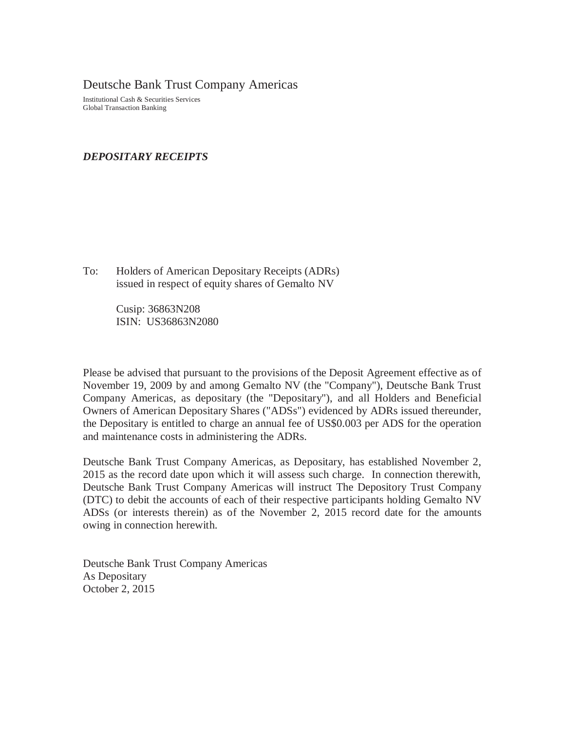Deutsche Bank Trust Company Americas

Institutional Cash & Securities Services
Global Transaction Banking

***DEPOSITARY RECEIPTS***

To: Holders of American Depositary Receipts (ADRs) issued in respect of equity shares of Gemalto NV

Cusip: 36863N208
ISIN: US36863N2080

Please be advised that pursuant to the provisions of the Deposit Agreement effective as of November 19, 2009 by and among Gemalto NV (the "Company"), Deutsche Bank Trust Company Americas, as depositary (the "Depositary"), and all Holders and Beneficial Owners of American Depositary Shares ("ADSs") evidenced by ADRs issued thereunder, the Depositary is entitled to charge an annual fee of US$0.003 per ADS for the operation and maintenance costs in administering the ADRs.

Deutsche Bank Trust Company Americas, as Depositary, has established November 2, 2015 as the record date upon which it will assess such charge. In connection therewith, Deutsche Bank Trust Company Americas will instruct The Depository Trust Company (DTC) to debit the accounts of each of their respective participants holding Gemalto NV ADSs (or interests therein) as of the November 2, 2015 record date for the amounts owing in connection herewith.

Deutsche Bank Trust Company Americas
As Depositary
October 2, 2015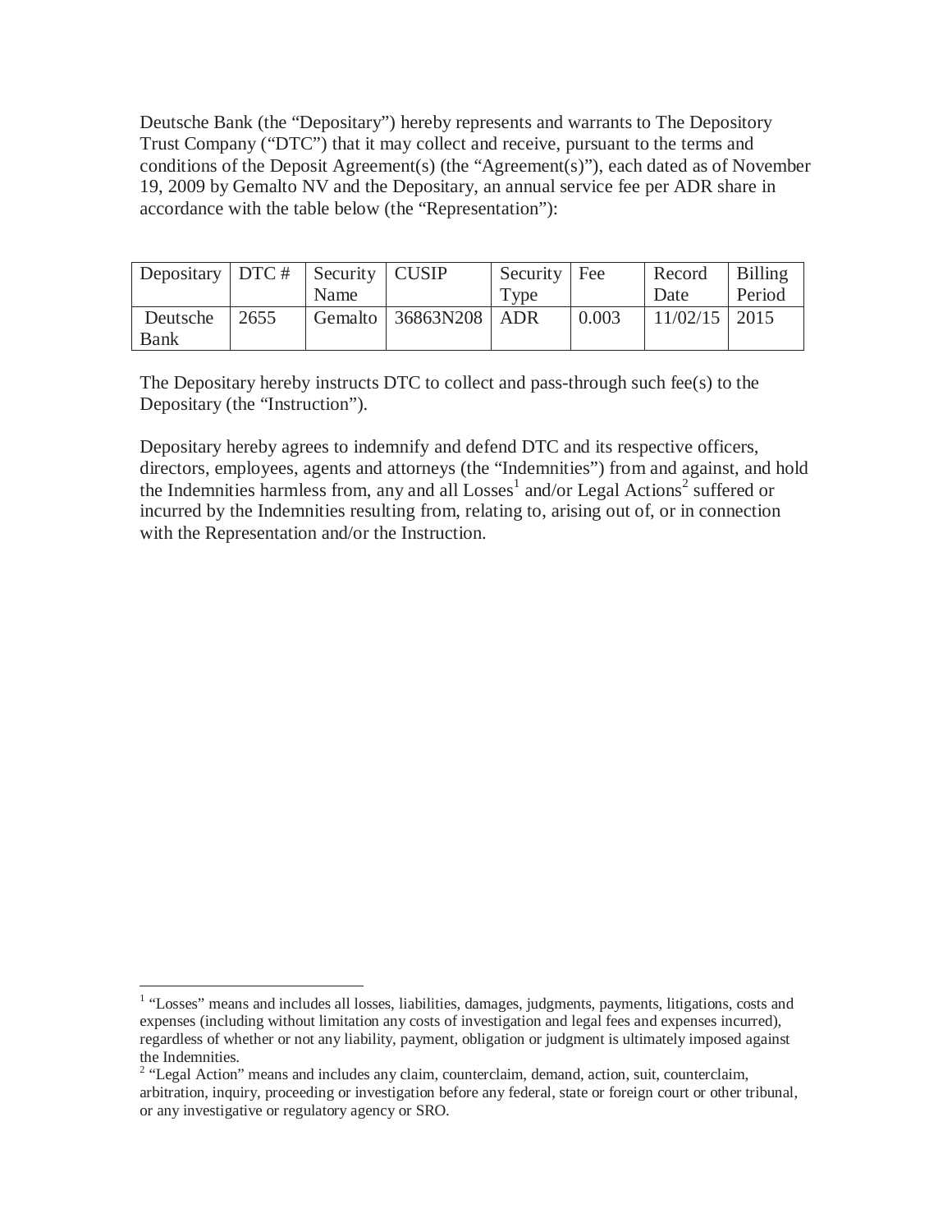Deutsche Bank (the "Depositary") hereby represents and warrants to The Depository Trust Company ("DTC") that it may collect and receive, pursuant to the terms and conditions of the Deposit Agreement(s) (the "Agreement(s)"), each dated as of November 19, 2009 by Gemalto NV and the Depositary, an annual service fee per ADR share in accordance with the table below (the "Representation"):

| Depositary | DTC # | Security Name | CUSIP | Security Type | Fee | Record Date | Billing Period |
|---|---|---|---|---|---|---|---|
| Deutsche Bank | 2655 | Gemalto | 36863N208 | ADR | 0.003 | 11/02/15 | 2015 |

The Depositary hereby instructs DTC to collect and pass-through such fee(s) to the Depositary (the "Instruction").

Depositary hereby agrees to indemnify and defend DTC and its respective officers, directors, employees, agents and attorneys (the "Indemnities") from and against, and hold the Indemnities harmless from, any and all Losses[1] and/or Legal Actions[2] suffered or incurred by the Indemnities resulting from, relating to, arising out of, or in connection with the Representation and/or the Instruction.

---

[1] "Losses" means and includes all losses, liabilities, damages, judgments, payments, litigations, costs and expenses (including without limitation any costs of investigation and legal fees and expenses incurred), regardless of whether or not any liability, payment, obligation or judgment is ultimately imposed against the Indemnities.

[2] "Legal Action" means and includes any claim, counterclaim, demand, action, suit, counterclaim, arbitration, inquiry, proceeding or investigation before any federal, state or foreign court or other tribunal, or any investigative or regulatory agency or SRO.